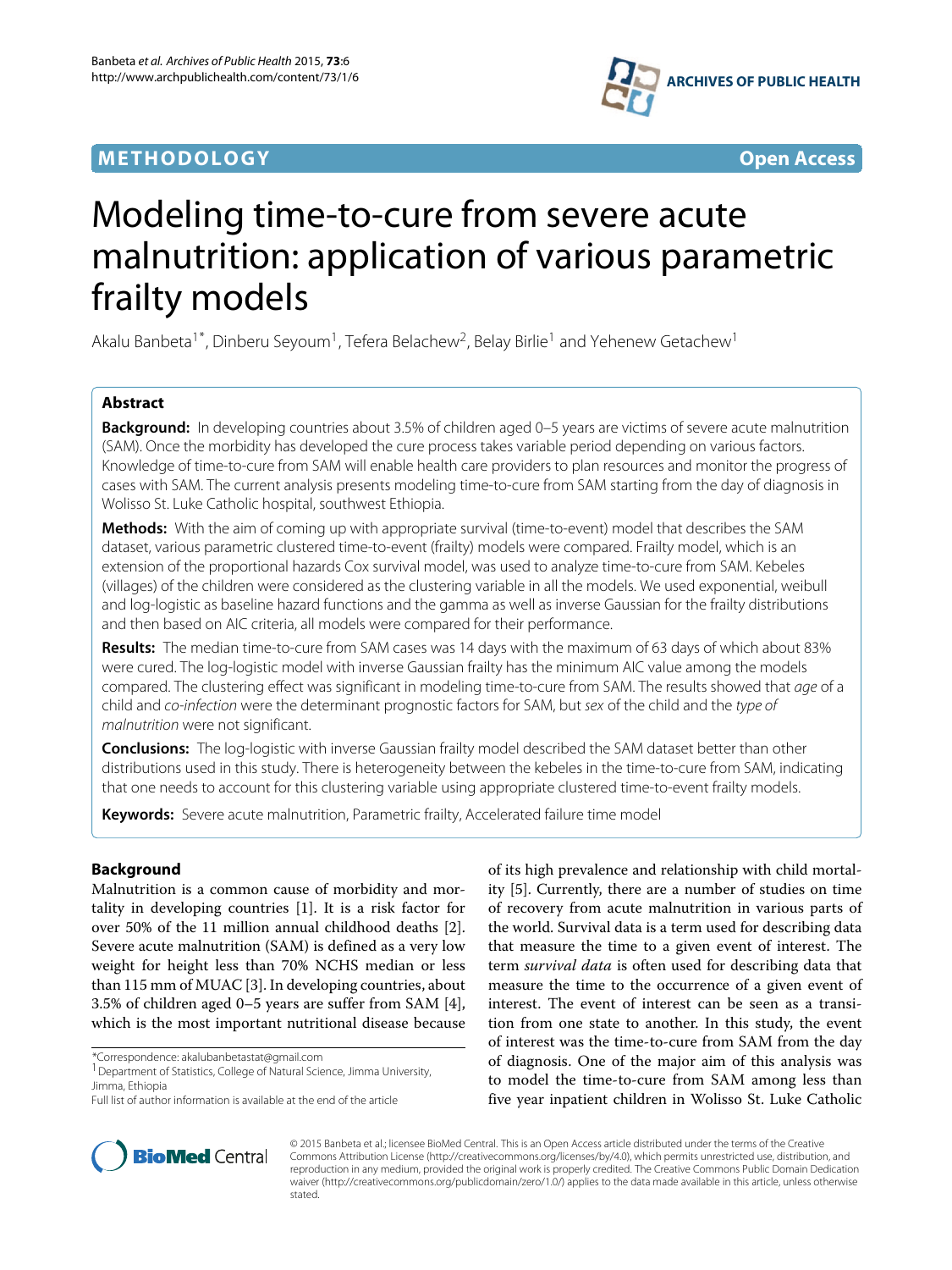**METHODOLOGY** **Open Access**

# Modeling time-to-cure from severe acute malnutrition: application of various parametric frailty models

Akalu Banbeta[1*], Dinberu Seyoum[1], Tefera Belachew[2], Belay Birlie[1] and Yehenew Getachew[1]

## Abstract

**Background:** In developing countries about 3.5% of children aged 0–5 years are victims of severe acute malnutrition (SAM). Once the morbidity has developed the cure process takes variable period depending on various factors. Knowledge of time-to-cure from SAM will enable health care providers to plan resources and monitor the progress of cases with SAM. The current analysis presents modeling time-to-cure from SAM starting from the day of diagnosis in Wolisso St. Luke Catholic hospital, southwest Ethiopia.

**Methods:** With the aim of coming up with appropriate survival (time-to-event) model that describes the SAM dataset, various parametric clustered time-to-event (frailty) models were compared. Frailty model, which is an extension of the proportional hazards Cox survival model, was used to analyze time-to-cure from SAM. Kebeles (villages) of the children were considered as the clustering variable in all the models. We used exponential, weibull and log-logistic as baseline hazard functions and the gamma as well as inverse Gaussian for the frailty distributions and then based on AIC criteria, all models were compared for their performance.

**Results:** The median time-to-cure from SAM cases was 14 days with the maximum of 63 days of which about 83% were cured. The log-logistic model with inverse Gaussian frailty has the minimum AIC value among the models compared. The clustering effect was significant in modeling time-to-cure from SAM. The results showed that *age* of a child and *co-infection* were the determinant prognostic factors for SAM, but *sex* of the child and the *type of malnutrition* were not significant.

**Conclusions:** The log-logistic with inverse Gaussian frailty model described the SAM dataset better than other distributions used in this study. There is heterogeneity between the kebeles in the time-to-cure from SAM, indicating that one needs to account for this clustering variable using appropriate clustered time-to-event frailty models.

**Keywords:** Severe acute malnutrition, Parametric frailty, Accelerated failure time model

## Background

Malnutrition is a common cause of morbidity and mortality in developing countries [1]. It is a risk factor for over 50% of the 11 million annual childhood deaths [2]. Severe acute malnutrition (SAM) is defined as a very low weight for height less than 70% NCHS median or less than 115 mm of MUAC [3]. In developing countries, about 3.5% of children aged 0–5 years are suffer from SAM [4], which is the most important nutritional disease because of its high prevalence and relationship with child mortality [5]. Currently, there are a number of studies on time of recovery from acute malnutrition in various parts of the world. Survival data is a term used for describing data that measure the time to a given event of interest. The term *survival data* is often used for describing data that measure the time to the occurrence of a given event of interest. The event of interest can be seen as a transition from one state to another. In this study, the event of interest was the time-to-cure from SAM from the day of diagnosis. One of the major aim of this analysis was to model the time-to-cure from SAM among less than five year inpatient children in Wolisso St. Luke Catholic

*Correspondence: akalubanbetastat@gmail.com
[1] Department of Statistics, College of Natural Science, Jimma University, Jimma, Ethiopia
Full list of author information is available at the end of the article

© 2015 Banbeta et al.; licensee BioMed Central. This is an Open Access article distributed under the terms of the Creative Commons Attribution License (http://creativecommons.org/licenses/by/4.0), which permits unrestricted use, distribution, and reproduction in any medium, provided the original work is properly credited. The Creative Commons Public Domain Dedication waiver (http://creativecommons.org/publicdomain/zero/1.0/) applies to the data made available in this article, unless otherwise stated.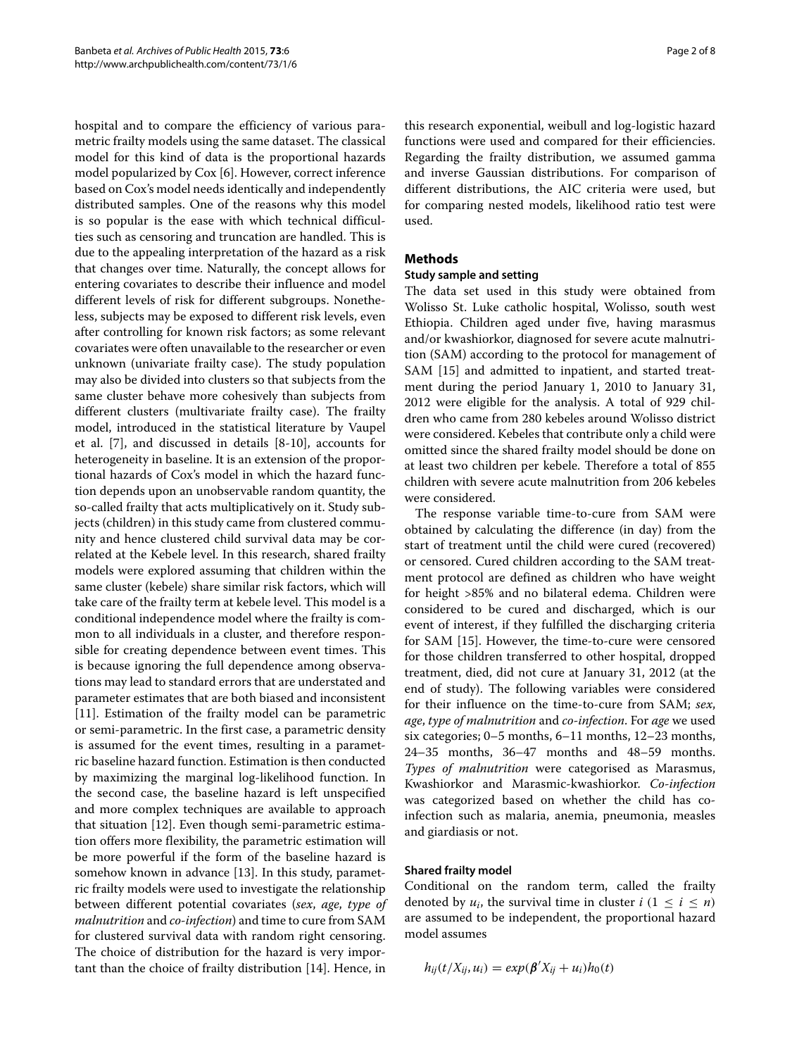hospital and to compare the efficiency of various parametric frailty models using the same dataset. The classical model for this kind of data is the proportional hazards model popularized by Cox [6]. However, correct inference based on Cox's model needs identically and independently distributed samples. One of the reasons why this model is so popular is the ease with which technical difficulties such as censoring and truncation are handled. This is due to the appealing interpretation of the hazard as a risk that changes over time. Naturally, the concept allows for entering covariates to describe their influence and model different levels of risk for different subgroups. Nonetheless, subjects may be exposed to different risk levels, even after controlling for known risk factors; as some relevant covariates were often unavailable to the researcher or even unknown (univariate frailty case). The study population may also be divided into clusters so that subjects from the same cluster behave more cohesively than subjects from different clusters (multivariate frailty case). The frailty model, introduced in the statistical literature by Vaupel et al. [7], and discussed in details [8-10], accounts for heterogeneity in baseline. It is an extension of the proportional hazards of Cox's model in which the hazard function depends upon an unobservable random quantity, the so-called frailty that acts multiplicatively on it. Study subjects (children) in this study came from clustered community and hence clustered child survival data may be correlated at the Kebele level. In this research, shared frailty models were explored assuming that children within the same cluster (kebele) share similar risk factors, which will take care of the frailty term at kebele level. This model is a conditional independence model where the frailty is common to all individuals in a cluster, and therefore responsible for creating dependence between event times. This is because ignoring the full dependence among observations may lead to standard errors that are understated and parameter estimates that are both biased and inconsistent [11]. Estimation of the frailty model can be parametric or semi-parametric. In the first case, a parametric density is assumed for the event times, resulting in a parametric baseline hazard function. Estimation is then conducted by maximizing the marginal log-likelihood function. In the second case, the baseline hazard is left unspecified and more complex techniques are available to approach that situation [12]. Even though semi-parametric estimation offers more flexibility, the parametric estimation will be more powerful if the form of the baseline hazard is somehow known in advance [13]. In this study, parametric frailty models were used to investigate the relationship between different potential covariates (*sex*, *age*, *type of malnutrition* and *co-infection*) and time to cure from SAM for clustered survival data with random right censoring. The choice of distribution for the hazard is very important than the choice of frailty distribution [14]. Hence, in this research exponential, weibull and log-logistic hazard functions were used and compared for their efficiencies. Regarding the frailty distribution, we assumed gamma and inverse Gaussian distributions. For comparison of different distributions, the AIC criteria were used, but for comparing nested models, likelihood ratio test were used.

## Methods

### Study sample and setting

The data set used in this study were obtained from Wolisso St. Luke catholic hospital, Wolisso, south west Ethiopia. Children aged under five, having marasmus and/or kwashiorkor, diagnosed for severe acute malnutrition (SAM) according to the protocol for management of SAM [15] and admitted to inpatient, and started treatment during the period January 1, 2010 to January 31, 2012 were eligible for the analysis. A total of 929 children who came from 280 kebeles around Wolisso district were considered. Kebeles that contribute only a child were omitted since the shared frailty model should be done on at least two children per kebele. Therefore a total of 855 children with severe acute malnutrition from 206 kebeles were considered.

The response variable time-to-cure from SAM were obtained by calculating the difference (in day) from the start of treatment until the child were cured (recovered) or censored. Cured children according to the SAM treatment protocol are defined as children who have weight for height >85% and no bilateral edema. Children were considered to be cured and discharged, which is our event of interest, if they fulfilled the discharging criteria for SAM [15]. However, the time-to-cure were censored for those children transferred to other hospital, dropped treatment, died, did not cure at January 31, 2012 (at the end of study). The following variables were considered for their influence on the time-to-cure from SAM; *sex*, *age*, *type of malnutrition* and *co-infection*. For *age* we used six categories; 0–5 months, 6–11 months, 12–23 months, 24–35 months, 36–47 months and 48–59 months. *Types of malnutrition* were categorised as Marasmus, Kwashiorkor and Marasmic-kwashiorkor. *Co-infection* was categorized based on whether the child has co-infection such as malaria, anemia, pneumonia, measles and giardiasis or not.

### Shared frailty model

Conditional on the random term, called the frailty denoted by $u_i$, the survival time in cluster $i$ ($1 \leq i \leq n$) are assumed to be independent, the proportional hazard model assumes

$$h_{ij}(t/X_{ij}, u_i) = exp(\boldsymbol{\beta}' X_{ij} + u_i)h_0(t)$$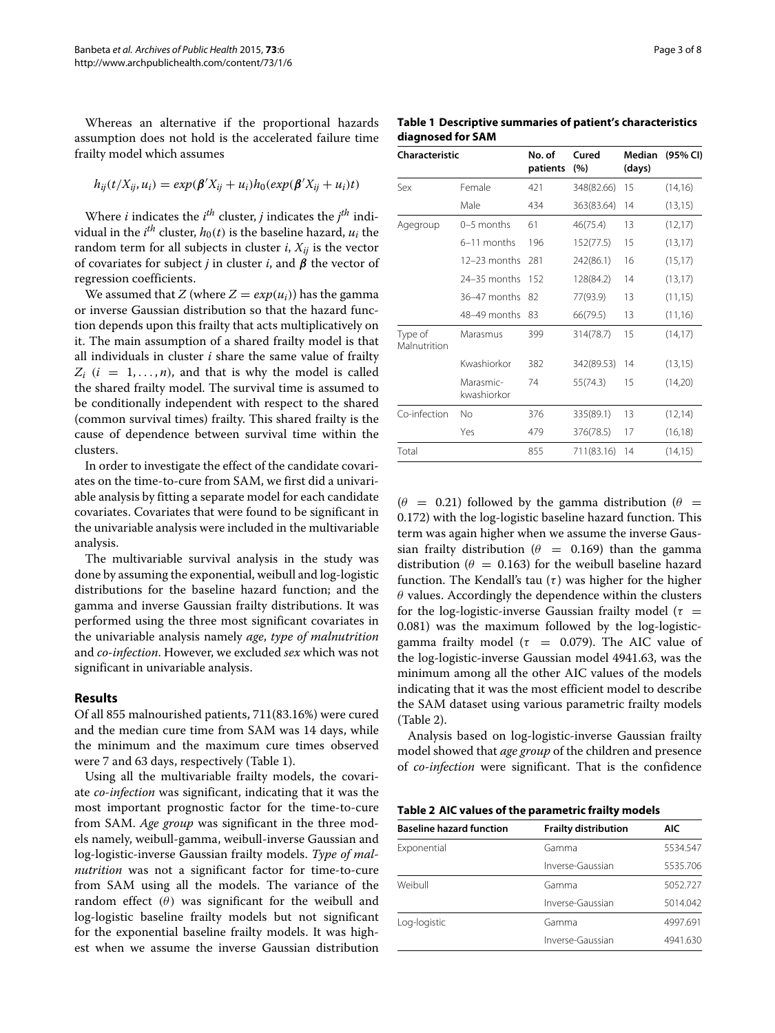Whereas an alternative if the proportional hazards assumption does not hold is the accelerated failure time frailty model which assumes

$$h_{ij}(t/X_{ij}, u_i) = exp(\boldsymbol{\beta}' X_{ij} + u_i) h_0(exp(\boldsymbol{\beta}' X_{ij} + u_i)t)$$

Where $i$ indicates the $i^{th}$ cluster, $j$ indicates the $j^{th}$ individual in the $i^{th}$ cluster, $h_0(t)$ is the baseline hazard, $u_i$ the random term for all subjects in cluster $i$, $X_{ij}$ is the vector of covariates for subject $j$ in cluster $i$, and $\boldsymbol{\beta}$ the vector of regression coefficients.

We assumed that $Z$ (where $Z = exp(u_i)$) has the gamma or inverse Gaussian distribution so that the hazard function depends upon this frailty that acts multiplicatively on it. The main assumption of a shared frailty model is that all individuals in cluster $i$ share the same value of frailty $Z_i$ $(i = 1, \ldots, n)$, and that is why the model is called the shared frailty model. The survival time is assumed to be conditionally independent with respect to the shared (common survival times) frailty. This shared frailty is the cause of dependence between survival time within the clusters.

In order to investigate the effect of the candidate covariates on the time-to-cure from SAM, we first did a univariable analysis by fitting a separate model for each candidate covariates. Covariates that were found to be significant in the univariable analysis were included in the multivariable analysis.

The multivariable survival analysis in the study was done by assuming the exponential, weibull and log-logistic distributions for the baseline hazard function; and the gamma and inverse Gaussian frailty distributions. It was performed using the three most significant covariates in the univariable analysis namely *age*, *type of malnutrition* and *co-infection*. However, we excluded *sex* which was not significant in univariable analysis.

## Results

Of all 855 malnourished patients, 711(83.16%) were cured and the median cure time from SAM was 14 days, while the minimum and the maximum cure times observed were 7 and 63 days, respectively (Table 1).

**Table 1 Descriptive summaries of patient's characteristics diagnosed for SAM**

| Characteristic | | No. of patients | Cured (%) | Median (days) | (95% CI) |
|---|---|---|---|---|---|
| Sex | Female | 421 | 348(82.66) | 15 | (14,16) |
| | Male | 434 | 363(83.64) | 14 | (13,15) |
| Agegroup | 0–5 months | 61 | 46(75.4) | 13 | (12,17) |
| | 6–11 months | 196 | 152(77.5) | 15 | (13,17) |
| | 12–23 months | 281 | 242(86.1) | 16 | (15,17) |
| | 24–35 months | 152 | 128(84.2) | 14 | (13,17) |
| | 36–47 months | 82 | 77(93.9) | 13 | (11,15) |
| | 48–49 months | 83 | 66(79.5) | 13 | (11,16) |
| Type of Malnutrition | Marasmus | 399 | 314(78.7) | 15 | (14,17) |
| | Kwashiorkor | 382 | 342(89.53) | 14 | (13,15) |
| | Marasmic-kwashiorkor | 74 | 55(74.3) | 15 | (14,20) |
| Co-infection | No | 376 | 335(89.1) | 13 | (12,14) |
| | Yes | 479 | 376(78.5) | 17 | (16,18) |
| Total | | 855 | 711(83.16) | 14 | (14,15) |

Using all the multivariable frailty models, the covariate *co-infection* was significant, indicating that it was the most important prognostic factor for the time-to-cure from SAM. *Age group* was significant in the three models namely, weibull-gamma, weibull-inverse Gaussian and log-logistic-inverse Gaussian frailty models. *Type of malnutrition* was not a significant factor for time-to-cure from SAM using all the models. The variance of the random effect ($\theta$) was significant for the weibull and log-logistic baseline frailty models but not significant for the exponential baseline frailty models. It was highest when we assume the inverse Gaussian distribution ($\theta = 0.21$) followed by the gamma distribution ($\theta = 0.172$) with the log-logistic baseline hazard function. This term was again higher when we assume the inverse Gaussian frailty distribution ($\theta = 0.169$) than the gamma distribution ($\theta = 0.163$) for the weibull baseline hazard function. The Kendall's tau ($\tau$) was higher for the higher $\theta$ values. Accordingly the dependence within the clusters for the log-logistic-inverse Gaussian frailty model ($\tau = 0.081$) was the maximum followed by the log-logistic-gamma frailty model ($\tau = 0.079$). The AIC value of the log-logistic-inverse Gaussian model 4941.63, was the minimum among all the other AIC values of the models indicating that it was the most efficient model to describe the SAM dataset using various parametric frailty models (Table 2).

**Table 2 AIC values of the parametric frailty models**

| Baseline hazard function | Frailty distribution | AIC |
|---|---|---|
| Exponential | Gamma | 5534.547 |
| | Inverse-Gaussian | 5535.706 |
| Weibull | Gamma | 5052.727 |
| | Inverse-Gaussian | 5014.042 |
| Log-logistic | Gamma | 4997.691 |
| | Inverse-Gaussian | 4941.630 |

Analysis based on log-logistic-inverse Gaussian frailty model showed that *age group* of the children and presence of *co-infection* were significant. That is the confidence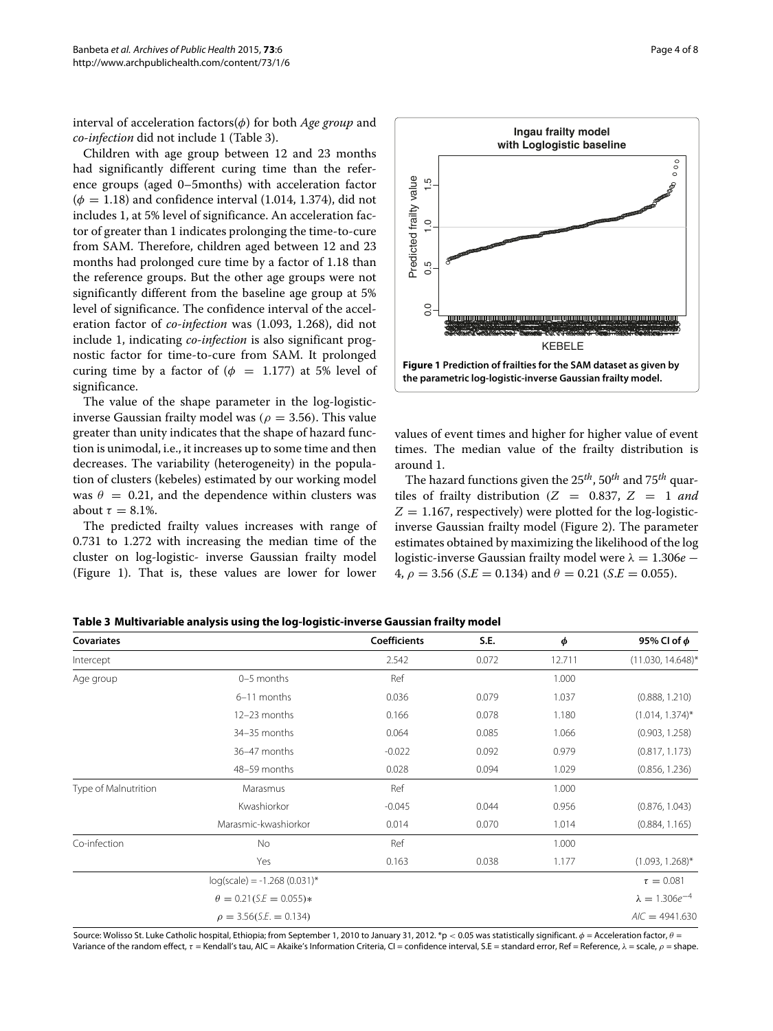interval of acceleration factors($\phi$) for both *Age group* and *co-infection* did not include 1 (Table 3).

Children with age group between 12 and 23 months had significantly different curing time than the reference groups (aged 0–5months) with acceleration factor ($\phi = 1.18$) and confidence interval (1.014, 1.374), did not includes 1, at 5% level of significance. An acceleration factor of greater than 1 indicates prolonging the time-to-cure from SAM. Therefore, children aged between 12 and 23 months had prolonged cure time by a factor of 1.18 than the reference groups. But the other age groups were not significantly different from the baseline age group at 5% level of significance. The confidence interval of the acceleration factor of *co-infection* was (1.093, 1.268), did not include 1, indicating *co-infection* is also significant prognostic factor for time-to-cure from SAM. It prolonged curing time by a factor of ($\phi = 1.177$) at 5% level of significance.

The value of the shape parameter in the log-logistic-inverse Gaussian frailty model was ($\rho = 3.56$). This value greater than unity indicates that the shape of hazard function is unimodal, i.e., it increases up to some time and then decreases. The variability (heterogeneity) in the population of clusters (kebeles) estimated by our working model was $\theta = 0.21$, and the dependence within clusters was about $\tau = 8.1\%$.

The predicted frailty values increases with range of 0.731 to 1.272 with increasing the median time of the cluster on log-logistic- inverse Gaussian frailty model (Figure 1). That is, these values are lower for lower values of event times and higher for higher value of event times. The median value of the frailty distribution is around 1.

**Figure 1 Prediction of frailties for the SAM dataset as given by the parametric log-logistic-inverse Gaussian frailty model.**

The hazard functions given the $25^{th}$, $50^{th}$ and $75^{th}$ quartiles of frailty distribution ($Z = 0.837$, $Z = 1$ *and* $Z = 1.167$, respectively) were plotted for the log-logistic-inverse Gaussian frailty model (Figure 2). The parameter estimates obtained by maximizing the likelihood of the log logistic-inverse Gaussian frailty model were $\lambda = 1.306e-4$, $\rho = 3.56$ ($S.E = 0.134$) and $\theta = 0.21$ ($S.E = 0.055$).

**Table 3 Multivariable analysis using the log-logistic-inverse Gaussian frailty model**

| Covariates | | Coefficients | S.E. | $\phi$ | 95% CI of $\phi$ |
|---|---|---|---|---|---|
| Intercept | | 2.542 | 0.072 | 12.711 | (11.030, 14.648)* |
| Age group | 0–5 months | Ref | | 1.000 | |
| | 6–11 months | 0.036 | 0.079 | 1.037 | (0.888, 1.210) |
| | 12–23 months | 0.166 | 0.078 | 1.180 | (1.014, 1.374)* |
| | 34–35 months | 0.064 | 0.085 | 1.066 | (0.903, 1.258) |
| | 36–47 months | -0.022 | 0.092 | 0.979 | (0.817, 1.173) |
| | 48–59 months | 0.028 | 0.094 | 1.029 | (0.856, 1.236) |
| Type of Malnutrition | Marasmus | Ref | | 1.000 | |
| | Kwashiorkor | -0.045 | 0.044 | 0.956 | (0.876, 1.043) |
| | Marasmic-kwashiorkor | 0.014 | 0.070 | 1.014 | (0.884, 1.165) |
| Co-infection | No | Ref | | 1.000 | |
| | Yes | 0.163 | 0.038 | 1.177 | (1.093, 1.268)* |
| | log(scale) = -1.268 (0.031)* | | | | $\tau = 0.081$ |
| | $\theta = 0.21(S.E = 0.055)*$ | | | | $\lambda = 1.306e^{-4}$ |
| | $\rho = 3.56(S.E. = 0.134)$ | | | | $AIC = 4941.630$ |

Source: Wolisso St. Luke Catholic hospital, Ethiopia; from September 1, 2010 to January 31, 2012. *p < 0.05 was statistically significant. $\phi$ = Acceleration factor, $\theta$ = Variance of the random effect, $\tau$ = Kendall's tau, AIC = Akaike's Information Criteria, CI = confidence interval, S.E = standard error, Ref = Reference, $\lambda$ = scale, $\rho$ = shape.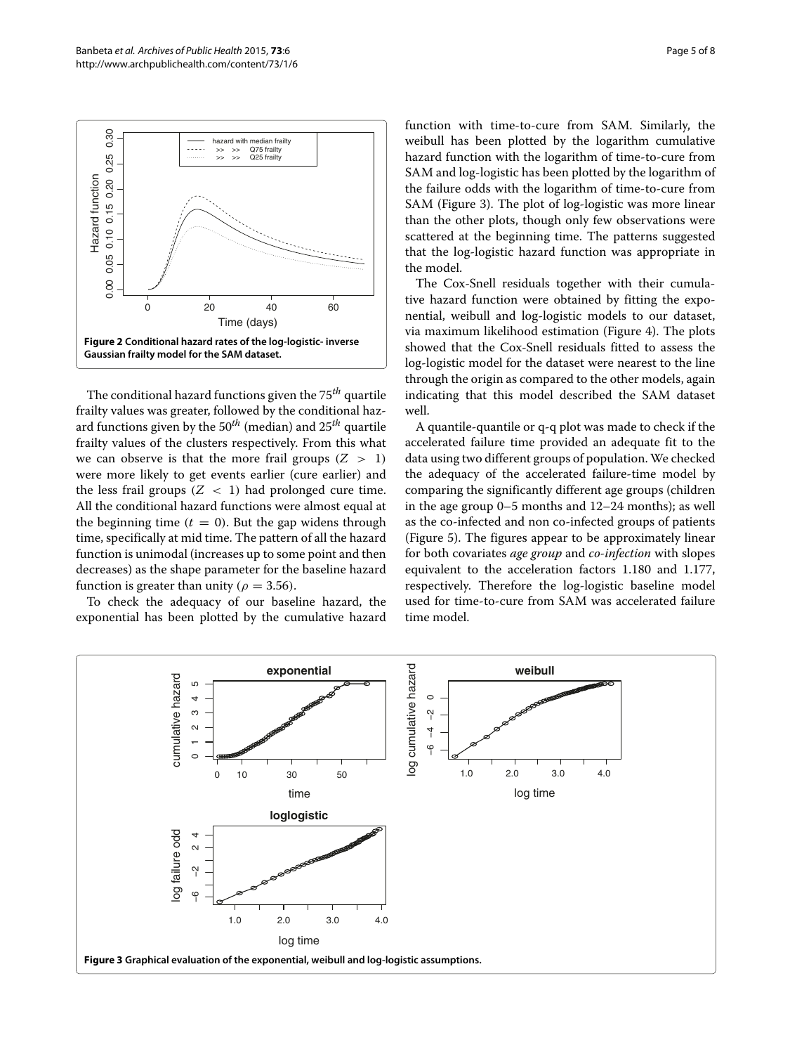**Figure 2 Conditional hazard rates of the log-logistic- inverse Gaussian frailty model for the SAM dataset.**

The conditional hazard functions given the $75^{th}$ quartile frailty values was greater, followed by the conditional hazard functions given by the $50^{th}$ (median) and $25^{th}$ quartile frailty values of the clusters respectively. From this what we can observe is that the more frail groups ($Z > 1$) were more likely to get events earlier (cure earlier) and the less frail groups ($Z < 1$) had prolonged cure time. All the conditional hazard functions were almost equal at the beginning time ($t = 0$). But the gap widens through time, specifically at mid time. The pattern of all the hazard function is unimodal (increases up to some point and then decreases) as the shape parameter for the baseline hazard function is greater than unity ($\rho = 3.56$).

To check the adequacy of our baseline hazard, the exponential has been plotted by the cumulative hazard function with time-to-cure from SAM. Similarly, the weibull has been plotted by the logarithm cumulative hazard function with the logarithm of time-to-cure from SAM and log-logistic has been plotted by the logarithm of the failure odds with the logarithm of time-to-cure from SAM (Figure 3). The plot of log-logistic was more linear than the other plots, though only few observations were scattered at the beginning time. The patterns suggested that the log-logistic hazard function was appropriate in the model.

The Cox-Snell residuals together with their cumulative hazard function were obtained by fitting the exponential, weibull and log-logistic models to our dataset, via maximum likelihood estimation (Figure 4). The plots showed that the Cox-Snell residuals fitted to assess the log-logistic model for the dataset were nearest to the line through the origin as compared to the other models, again indicating that this model described the SAM dataset well.

A quantile-quantile or q-q plot was made to check if the accelerated failure time provided an adequate fit to the data using two different groups of population. We checked the adequacy of the accelerated failure-time model by comparing the significantly different age groups (children in the age group 0–5 months and 12–24 months); as well as the co-infected and non co-infected groups of patients (Figure 5). The figures appear to be approximately linear for both covariates *age group* and *co-infection* with slopes equivalent to the acceleration factors 1.180 and 1.177, respectively. Therefore the log-logistic baseline model used for time-to-cure from SAM was accelerated failure time model.

**Figure 3 Graphical evaluation of the exponential, weibull and log-logistic assumptions.**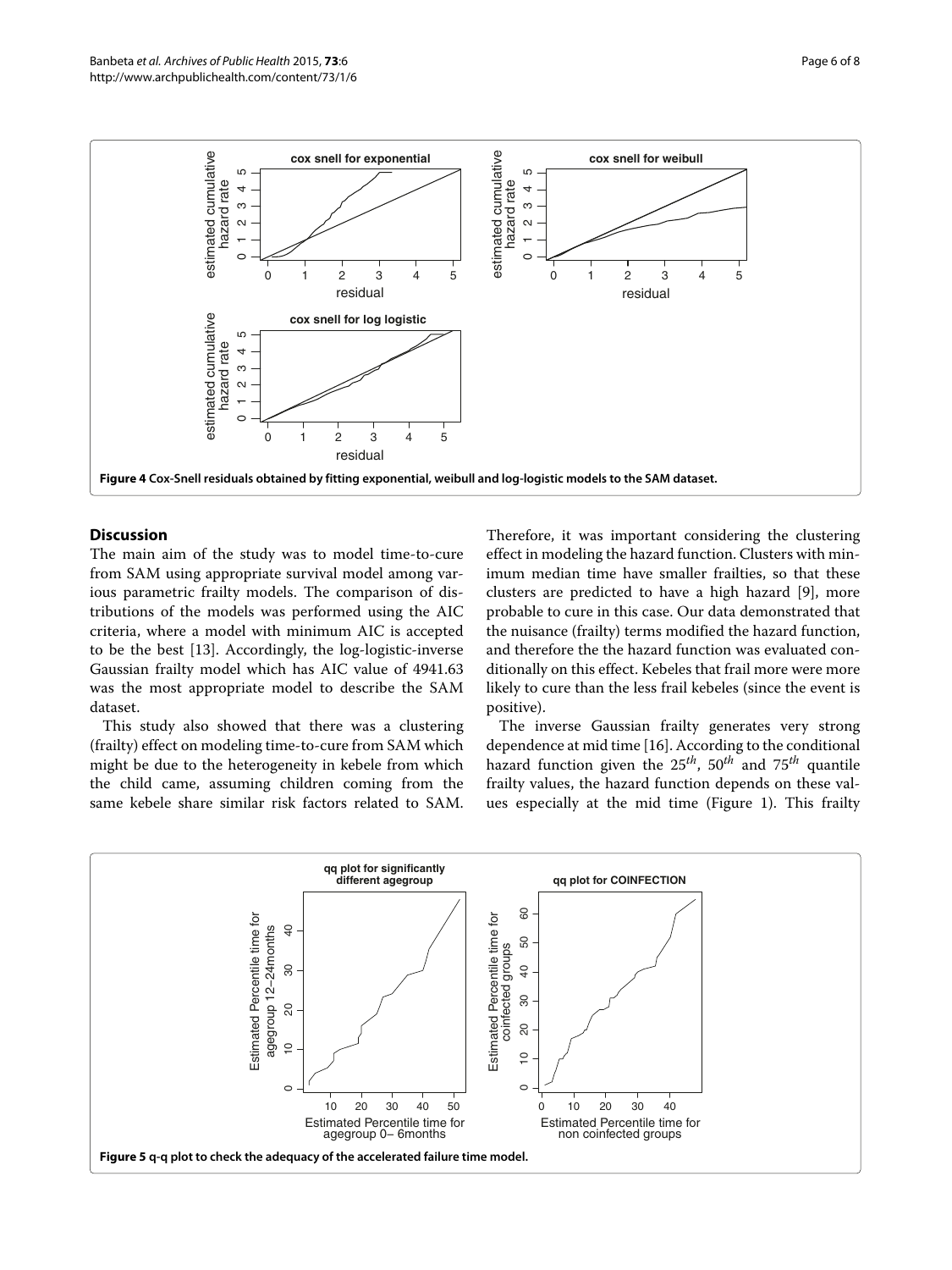**Figure 4** Cox-Snell residuals obtained by fitting exponential, weibull and log-logistic models to the SAM dataset.

## Discussion

The main aim of the study was to model time-to-cure from SAM using appropriate survival model among various parametric frailty models. The comparison of distributions of the models was performed using the AIC criteria, where a model with minimum AIC is accepted to be the best [13]. Accordingly, the log-logistic-inverse Gaussian frailty model which has AIC value of 4941.63 was the most appropriate model to describe the SAM dataset.

This study also showed that there was a clustering (frailty) effect on modeling time-to-cure from SAM which might be due to the heterogeneity in kebele from which the child came, assuming children coming from the same kebele share similar risk factors related to SAM. Therefore, it was important considering the clustering effect in modeling the hazard function. Clusters with minimum median time have smaller frailties, so that these clusters are predicted to have a high hazard [9], more probable to cure in this case. Our data demonstrated that the nuisance (frailty) terms modified the hazard function, and therefore the the hazard function was evaluated conditionally on this effect. Kebeles that frail more were more likely to cure than the less frail kebeles (since the event is positive).

The inverse Gaussian frailty generates very strong dependence at mid time [16]. According to the conditional hazard function given the $25^{th}$, $50^{th}$ and $75^{th}$ quantile frailty values, the hazard function depends on these values especially at the mid time (Figure 1). This frailty

**Figure 5** q-q plot to check the adequacy of the accelerated failure time model.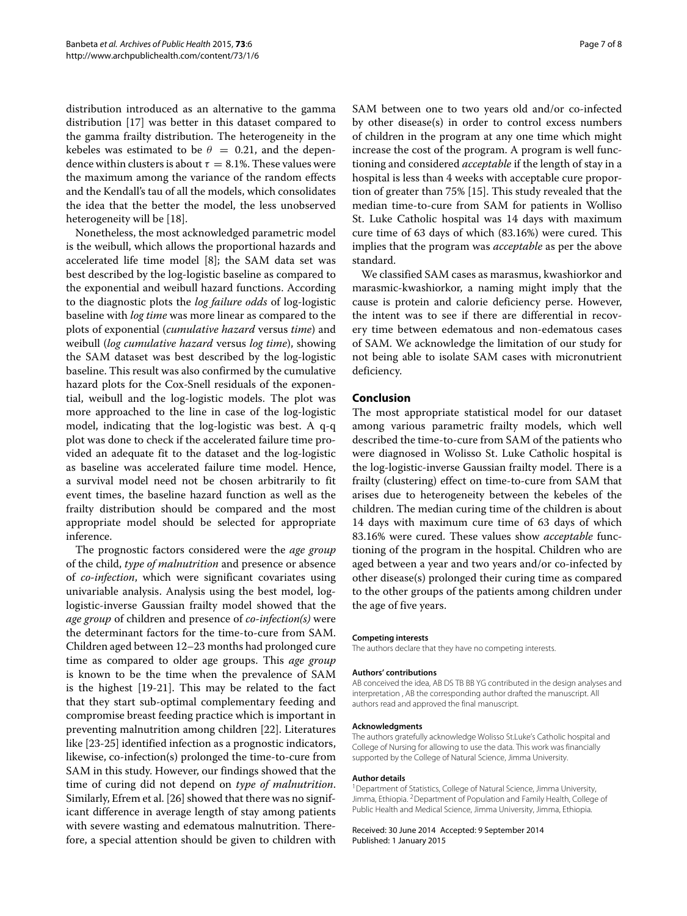distribution introduced as an alternative to the gamma distribution [17] was better in this dataset compared to the gamma frailty distribution. The heterogeneity in the kebeles was estimated to be $\theta = 0.21$, and the dependence within clusters is about $\tau = 8.1\%$. These values were the maximum among the variance of the random effects and the Kendall's tau of all the models, which consolidates the idea that the better the model, the less unobserved heterogeneity will be [18].

Nonetheless, the most acknowledged parametric model is the weibull, which allows the proportional hazards and accelerated life time model [8]; the SAM data set was best described by the log-logistic baseline as compared to the exponential and weibull hazard functions. According to the diagnostic plots the *log failure odds* of log-logistic baseline with *log time* was more linear as compared to the plots of exponential (*cumulative hazard* versus *time*) and weibull (*log cumulative hazard* versus *log time*), showing the SAM dataset was best described by the log-logistic baseline. This result was also confirmed by the cumulative hazard plots for the Cox-Snell residuals of the exponential, weibull and the log-logistic models. The plot was more approached to the line in case of the log-logistic model, indicating that the log-logistic was best. A q-q plot was done to check if the accelerated failure time provided an adequate fit to the dataset and the log-logistic as baseline was accelerated failure time model. Hence, a survival model need not be chosen arbitrarily to fit event times, the baseline hazard function as well as the frailty distribution should be compared and the most appropriate model should be selected for appropriate inference.

The prognostic factors considered were the *age group* of the child, *type of malnutrition* and presence or absence of *co-infection*, which were significant covariates using univariable analysis. Analysis using the best model, log-logistic-inverse Gaussian frailty model showed that the *age group* of children and presence of *co-infection(s)* were the determinant factors for the time-to-cure from SAM. Children aged between 12–23 months had prolonged cure time as compared to older age groups. This *age group* is known to be the time when the prevalence of SAM is the highest [19-21]. This may be related to the fact that they start sub-optimal complementary feeding and compromise breast feeding practice which is important in preventing malnutrition among children [22]. Literatures like [23-25] identified infection as a prognostic indicators, likewise, co-infection(s) prolonged the time-to-cure from SAM in this study. However, our findings showed that the time of curing did not depend on *type of malnutrition*. Similarly, Efrem et al. [26] showed that there was no significant difference in average length of stay among patients with severe wasting and edematous malnutrition. Therefore, a special attention should be given to children with SAM between one to two years old and/or co-infected by other disease(s) in order to control excess numbers of children in the program at any one time which might increase the cost of the program. A program is well functioning and considered *acceptable* if the length of stay in a hospital is less than 4 weeks with acceptable cure proportion of greater than 75% [15]. This study revealed that the median time-to-cure from SAM for patients in Wolliso St. Luke Catholic hospital was 14 days with maximum cure time of 63 days of which (83.16%) were cured. This implies that the program was *acceptable* as per the above standard.

We classified SAM cases as marasmus, kwashiorkor and marasmic-kwashiorkor, a naming might imply that the cause is protein and calorie deficiency perse. However, the intent was to see if there are differential in recovery time between edematous and non-edematous cases of SAM. We acknowledge the limitation of our study for not being able to isolate SAM cases with micronutrient deficiency.

## Conclusion

The most appropriate statistical model for our dataset among various parametric frailty models, which well described the time-to-cure from SAM of the patients who were diagnosed in Wolisso St. Luke Catholic hospital is the log-logistic-inverse Gaussian frailty model. There is a frailty (clustering) effect on time-to-cure from SAM that arises due to heterogeneity between the kebeles of the children. The median curing time of the children is about 14 days with maximum cure time of 63 days of which 83.16% were cured. These values show *acceptable* functioning of the program in the hospital. Children who are aged between a year and two years and/or co-infected by other disease(s) prolonged their curing time as compared to the other groups of the patients among children under the age of five years.

#### Competing interests

The authors declare that they have no competing interests.

#### Authors' contributions

AB conceived the idea, AB DS TB BB YG contributed in the design analyses and interpretation , AB the corresponding author drafted the manuscript. All authors read and approved the final manuscript.

#### Acknowledgments

The authors gratefully acknowledge Wolisso St.Luke's Catholic hospital and College of Nursing for allowing to use the data. This work was financially supported by the College of Natural Science, Jimma University.

#### Author details

[1]Department of Statistics, College of Natural Science, Jimma University, Jimma, Ethiopia. [2]Department of Population and Family Health, College of Public Health and Medical Science, Jimma University, Jimma, Ethiopia.

Received: 30 June 2014 Accepted: 9 September 2014
Published: 1 January 2015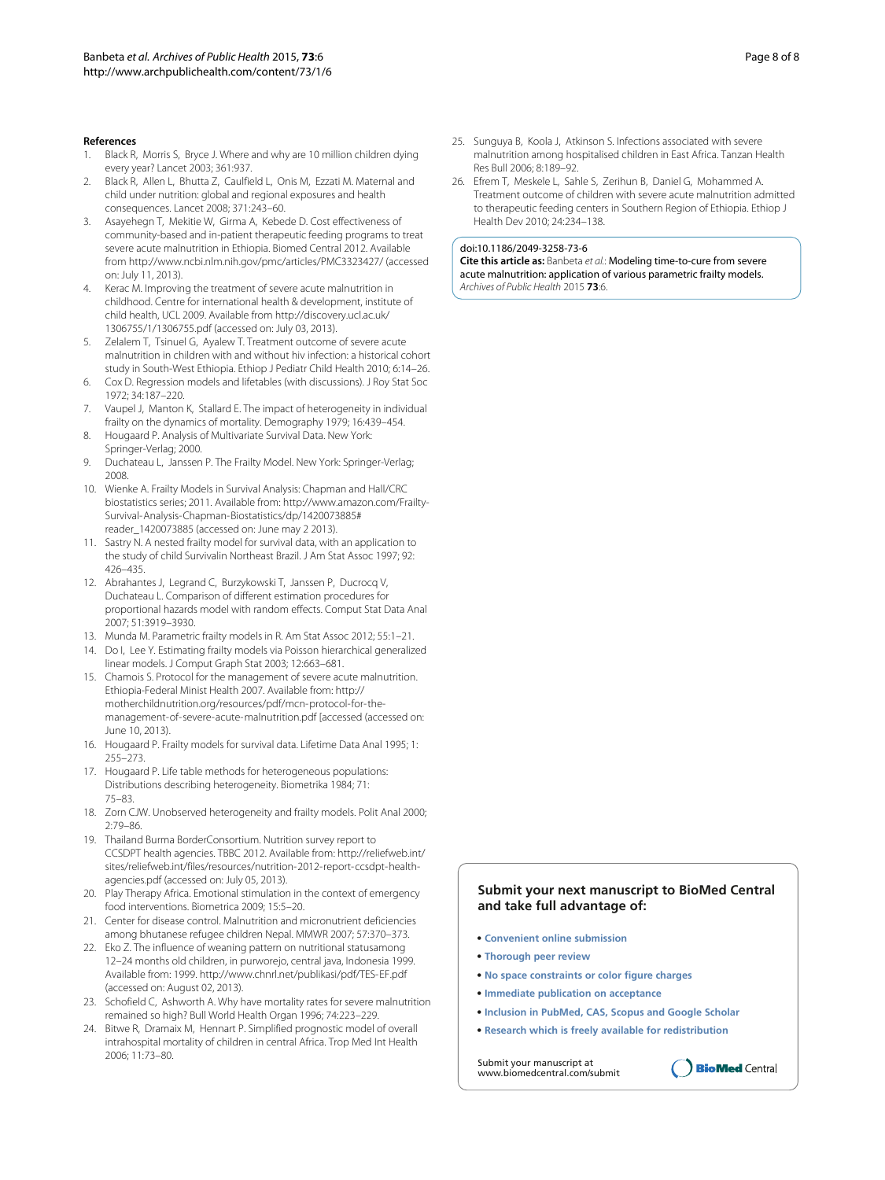## References

1. Black R, Morris S, Bryce J. Where and why are 10 million children dying every year? Lancet 2003; 361:937.
2. Black R, Allen L, Bhutta Z, Caulfield L, Onis M, Ezzati M. Maternal and child under nutrition: global and regional exposures and health consequences. Lancet 2008; 371:243–60.
3. Asayehegn T, Mekitie W, Girma A, Kebede D. Cost effectiveness of community-based and in-patient therapeutic feeding programs to treat severe acute malnutrition in Ethiopia. Biomed Central 2012. Available from http://www.ncbi.nlm.nih.gov/pmc/articles/PMC3323427/ (accessed on: July 11, 2013).
4. Kerac M. Improving the treatment of severe acute malnutrition in childhood. Centre for international health & development, institute of child health, UCL 2009. Available from http://discovery.ucl.ac.uk/1306755/1/1306755.pdf (accessed on: July 03, 2013).
5. Zelalem T, Tsinuel G, Ayalew T. Treatment outcome of severe acute malnutrition in children with and without hiv infection: a historical cohort study in South-West Ethiopia. Ethiop J Pediatr Child Health 2010; 6:14–26.
6. Cox D. Regression models and lifetables (with discussions). J Roy Stat Soc 1972; 34:187–220.
7. Vaupel J, Manton K, Stallard E. The impact of heterogeneity in individual frailty on the dynamics of mortality. Demography 1979; 16:439–454.
8. Hougaard P. Analysis of Multivariate Survival Data. New York: Springer-Verlag; 2000.
9. Duchateau L, Janssen P. The Frailty Model. New York: Springer-Verlag; 2008.
10. Wienke A. Frailty Models in Survival Analysis: Chapman and Hall/CRC biostatistics series; 2011. Available from: http://www.amazon.com/Frailty-Survival-Analysis-Chapman-Biostatistics/dp/1420073885#reader_1420073885 (accessed on: June may 2 2013).
11. Sastry N. A nested frailty model for survival data, with an application to the study of child Survivalin Northeast Brazil. J Am Stat Assoc 1997; 92: 426–435.
12. Abrahantes J, Legrand C, Burzykowski T, Janssen P, Ducrocq V, Duchateau L. Comparison of different estimation procedures for proportional hazards model with random effects. Comput Stat Data Anal 2007; 51:3919–3930.
13. Munda M. Parametric frailty models in R. Am Stat Assoc 2012; 55:1–21.
14. Do I, Lee Y. Estimating frailty models via Poisson hierarchical generalized linear models. J Comput Graph Stat 2003; 12:663–681.
15. Chamois S. Protocol for the management of severe acute malnutrition. Ethiopia-Federal Minist Health 2007. Available from: http://motherchildnutrition.org/resources/pdf/mcn-protocol-for-the-management-of-severe-acute-malnutrition.pdf [accessed (accessed on: June 10, 2013).
16. Hougaard P. Frailty models for survival data. Lifetime Data Anal 1995; 1: 255–273.
17. Hougaard P. Life table methods for heterogeneous populations: Distributions describing heterogeneity. Biometrika 1984; 71: 75–83.
18. Zorn CJW. Unobserved heterogeneity and frailty models. Polit Anal 2000; 2:79–86.
19. Thailand Burma BorderConsortium. Nutrition survey report to CCSDPT health agencies. TBBC 2012. Available from: http://reliefweb.int/sites/reliefweb.int/files/resources/nutrition-2012-report-ccsdpt-health-agencies.pdf (accessed on: July 05, 2013).
20. Play Therapy Africa. Emotional stimulation in the context of emergency food interventions. Biometrica 2009; 15:5–20.
21. Center for disease control. Malnutrition and micronutrient deficiencies among bhutanese refugee children Nepal. MMWR 2007; 57:370–373.
22. Eko Z. The influence of weaning pattern on nutritional statusamong 12–24 months old children, in purworejo, central java, Indonesia 1999. Available from: 1999. http://www.chnrl.net/publikasi/pdf/TES-EF.pdf (accessed on: August 02, 2013).
23. Schofield C, Ashworth A. Why have mortality rates for severe malnutrition remained so high? Bull World Health Organ 1996; 74:223–229.
24. Bitwe R, Dramaix M, Hennart P. Simplified prognostic model of overall intrahospital mortality of children in central Africa. Trop Med Int Health 2006; 11:73–80.
25. Sunguya B, Koola J, Atkinson S. Infections associated with severe malnutrition among hospitalised children in East Africa. Tanzan Health Res Bull 2006; 8:189–92.
26. Efrem T, Meskele L, Sahle S, Zerihun B, Daniel G, Mohammed A. Treatment outcome of children with severe acute malnutrition admitted to therapeutic feeding centers in Southern Region of Ethiopia. Ethiop J Health Dev 2010; 24:234–138.

doi:10.1186/2049-3258-73-6

**Cite this article as:** Banbeta *et al.*: Modeling time-to-cure from severe acute malnutrition: application of various parametric frailty models. *Archives of Public Health* 2015 **73**:6.

**Submit your next manuscript to BioMed Central and take full advantage of:**

- **Convenient online submission**
- **Thorough peer review**
- **No space constraints or color figure charges**
- **Immediate publication on acceptance**
- **Inclusion in PubMed, CAS, Scopus and Google Scholar**
- **Research which is freely available for redistribution**

Submit your manuscript at www.biomedcentral.com/submit

BioMed Central